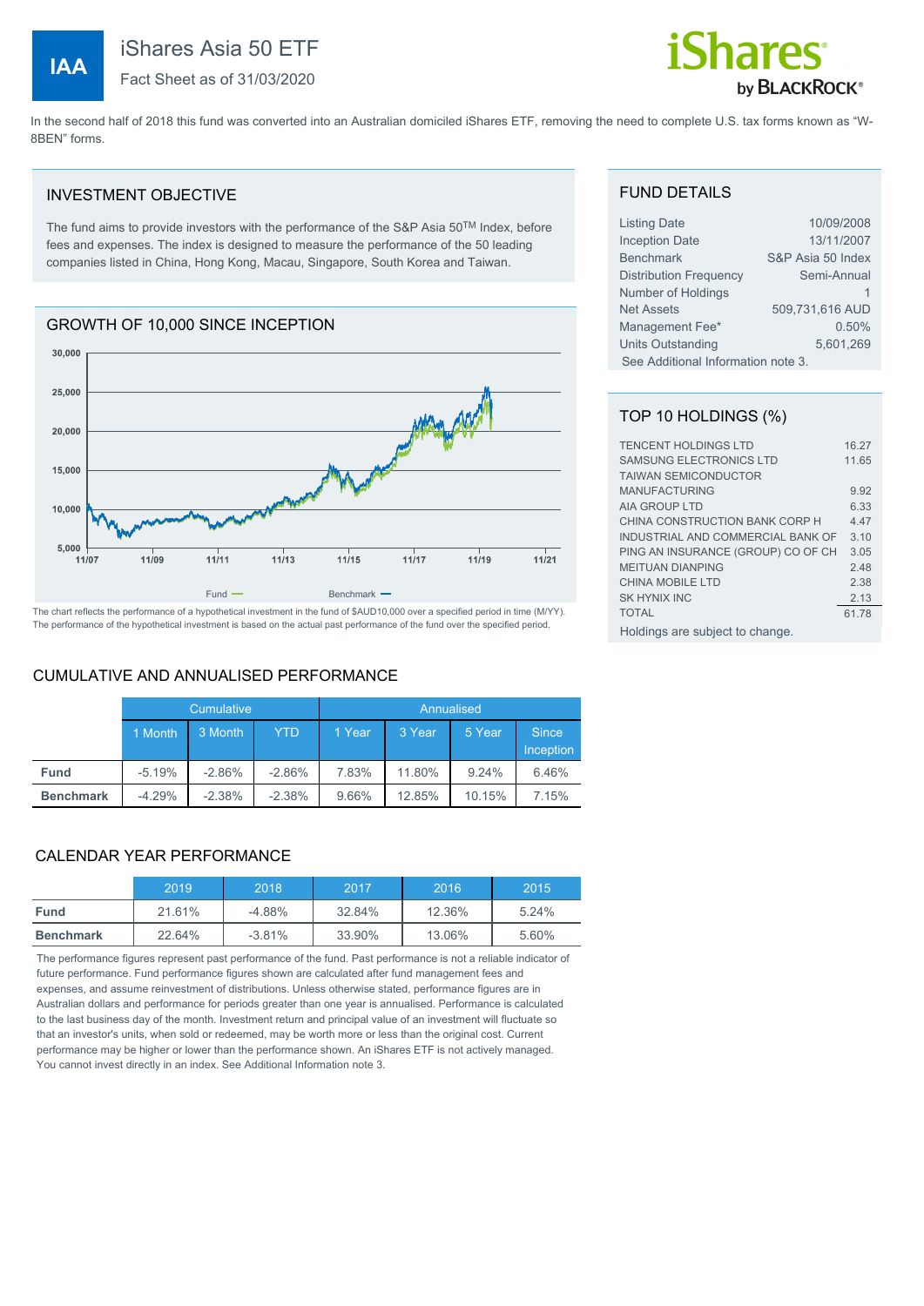# IAA iShares Asia 50 ETF

Fact Sheet as of 31/03/2020

In the second half of 2018 this fund was converted into an Australian domiciled iShares ETF, removing the need to complete U.S. tax forms known as "W-8BEN" forms.

## INVESTMENT OBJECTIVE

The fund aims to provide investors with the performance of the S&P Asia 50TM Index, before fees and expenses. The index is designed to measure the performance of the 50 leading companies listed in China, Hong Kong, Macau, Singapore, South Korea and Taiwan.

## GROWTH OF 10,000 SINCE INCEPTION

The chart reflects the performance of a hypothetical investment in the fund of $AUD10,000 over a specified period in time (M/YY). The performance of the hypothetical investment is based on the actual past performance of the fund over the specified period.

## CUMULATIVE AND ANNUALISED PERFORMANCE

| | Cumulative | | | Annualised | | | |
|---|---|---|---|---|---|---|---|
| | 1 Month | 3 Month | YTD | 1 Year | 3 Year | 5 Year | Since Inception |
| **Fund** | -5.19% | -2.86% | -2.86% | 7.83% | 11.80% | 9.24% | 6.46% |
| **Benchmark** | -4.29% | -2.38% | -2.38% | 9.66% | 12.85% | 10.15% | 7.15% |

## CALENDAR YEAR PERFORMANCE

| | 2019 | 2018 | 2017 | 2016 | 2015 |
|---|---|---|---|---|---|
| **Fund** | 21.61% | -4.88% | 32.84% | 12.36% | 5.24% |
| **Benchmark** | 22.64% | -3.81% | 33.90% | 13.06% | 5.60% |

The performance figures represent past performance of the fund. Past performance is not a reliable indicator of future performance. Fund performance figures shown are calculated after fund management fees and expenses, and assume reinvestment of distributions. Unless otherwise stated, performance figures are in Australian dollars and performance for periods greater than one year is annualised. Performance is calculated to the last business day of the month. Investment return and principal value of an investment will fluctuate so that an investor's units, when sold or redeemed, may be worth more or less than the original cost. Current performance may be higher or lower than the performance shown. An iShares ETF is not actively managed. You cannot invest directly in an index. See Additional Information note 3.

## FUND DETAILS

| | |
|---|---|
| Listing Date | 10/09/2008 |
| Inception Date | 13/11/2007 |
| Benchmark | S&P Asia 50 Index |
| Distribution Frequency | Semi-Annual |
| Number of Holdings | 1 |
| Net Assets | 509,731,616 AUD |
| Management Fee* | 0.50% |
| Units Outstanding | 5,601,269 |

See Additional Information note 3.

## TOP 10 HOLDINGS (%)

| | |
|---|---|
| TENCENT HOLDINGS LTD | 16.27 |
| SAMSUNG ELECTRONICS LTD | 11.65 |
| TAIWAN SEMICONDUCTOR MANUFACTURING | 9.92 |
| AIA GROUP LTD | 6.33 |
| CHINA CONSTRUCTION BANK CORP H | 4.47 |
| INDUSTRIAL AND COMMERCIAL BANK OF | 3.10 |
| PING AN INSURANCE (GROUP) CO OF CH | 3.05 |
| MEITUAN DIANPING | 2.48 |
| CHINA MOBILE LTD | 2.38 |
| SK HYNIX INC | 2.13 |
| TOTAL | 61.78 |

Holdings are subject to change.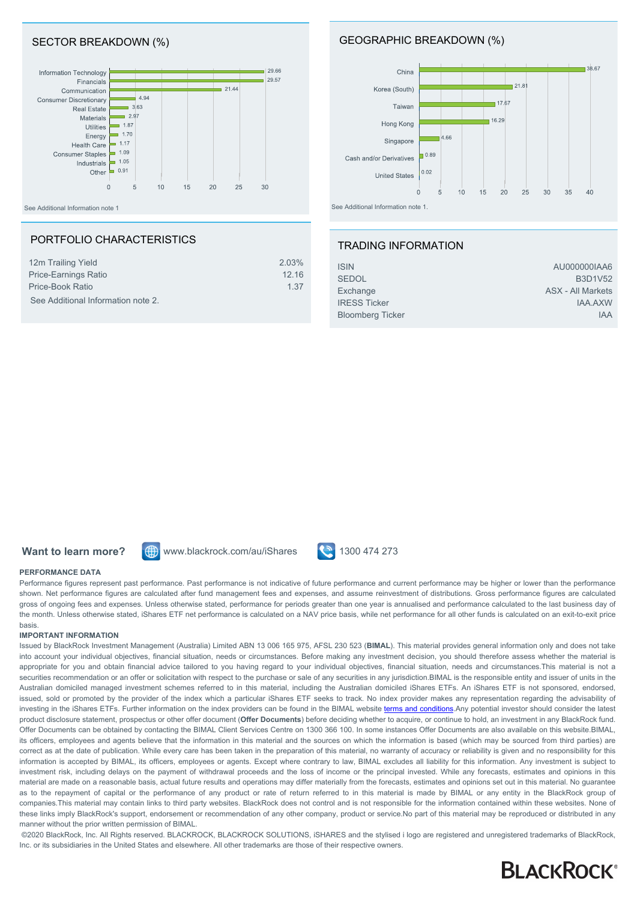## SECTOR BREAKDOWN (%)

Information Technology 29.66
Financials 29.57
Communication 21.44
Consumer Discretionary 4.94
Real Estate 3.63
Materials 2.97
Utilities 1.87
Energy 1.70
Health Care 1.17
Consumer Staples 1.09
Industrials 1.05
Other 0.91

0 5 10 15 20 25 30

See Additional Information note 1

## GEOGRAPHIC BREAKDOWN (%)

China 38.67
Korea (South) 21.81
Taiwan 17.67
Hong Kong 16.29
Singapore 4.66
Cash and/or Derivatives 0.89
United States 0.02

0 5 10 15 20 25 30 35 40

See Additional Information note 1.

## PORTFOLIO CHARACTERISTICS

| | |
|---|---|
| 12m Trailing Yield | 2.03% |
| Price-Earnings Ratio | 12.16 |
| Price-Book Ratio | 1.37 |

See Additional Information note 2.

## TRADING INFORMATION

| | |
|---|---|
| ISIN | AU000000IAA6 |
| SEDOL | B3D1V52 |
| Exchange | ASX - All Markets |
| IRESS Ticker | IAA.AXW |
| Bloomberg Ticker | IAA |

**Want to learn more?** www.blackrock.com/au/iShares 1300 474 273

**PERFORMANCE DATA**

Performance figures represent past performance. Past performance is not indicative of future performance and current performance may be higher or lower than the performance shown. Net performance figures are calculated after fund management fees and expenses, and assume reinvestment of distributions. Gross performance figures are calculated gross of ongoing fees and expenses. Unless otherwise stated, performance for periods greater than one year is annualised and performance calculated to the last business day of the month. Unless otherwise stated, iShares ETF net performance is calculated on a NAV price basis, while net performance for all other funds is calculated on an exit-to-exit price basis.

**IMPORTANT INFORMATION**

Issued by BlackRock Investment Management (Australia) Limited ABN 13 006 165 975, AFSL 230 523 (**BIMAL**). This material provides general information only and does not take into account your individual objectives, financial situation, needs or circumstances. Before making any investment decision, you should therefore assess whether the material is appropriate for you and obtain financial advice tailored to you having regard to your individual objectives, financial situation, needs and circumstances.This material is not a securities recommendation or an offer or solicitation with respect to the purchase or sale of any securities in any jurisdiction.BIMAL is the responsible entity and issuer of units in the Australian domiciled managed investment schemes referred to in this material, including the Australian domiciled iShares ETFs. An iShares ETF is not sponsored, endorsed, issued, sold or promoted by the provider of the index which a particular iShares ETF seeks to track. No index provider makes any representation regarding the advisability of investing in the iShares ETFs. Further information on the index providers can be found in the BIMAL website terms and conditions.Any potential investor should consider the latest product disclosure statement, prospectus or other offer document (**Offer Documents**) before deciding whether to acquire, or continue to hold, an investment in any BlackRock fund. Offer Documents can be obtained by contacting the BIMAL Client Services Centre on 1300 366 100. In some instances Offer Documents are also available on this website.BIMAL, its officers, employees and agents believe that the information in this material and the sources on which the information is based (which may be sourced from third parties) are correct as at the date of publication. While every care has been taken in the preparation of this material, no warranty of accuracy or reliability is given and no responsibility for this information is accepted by BIMAL, its officers, employees or agents. Except where contrary to law, BIMAL excludes all liability for this information. Any investment is subject to investment risk, including delays on the payment of withdrawal proceeds and the loss of income or the principal invested. While any forecasts, estimates and opinions in this material are made on a reasonable basis, actual future results and operations may differ materially from the forecasts, estimates and opinions set out in this material. No guarantee as to the repayment of capital or the performance of any product or rate of return referred to in this material is made by BIMAL or any entity in the BlackRock group of companies.This material may contain links to third party websites. BlackRock does not control and is not responsible for the information contained within these websites. None of these links imply BlackRock's support, endorsement or recommendation of any other company, product or service.No part of this material may be reproduced or distributed in any manner without the prior written permission of BIMAL.

©2020 BlackRock, Inc. All Rights reserved. BLACKROCK, BLACKROCK SOLUTIONS, iSHARES and the stylised i logo are registered and unregistered trademarks of BlackRock, Inc. or its subsidiaries in the United States and elsewhere. All other trademarks are those of their respective owners.

BLACKROCK®